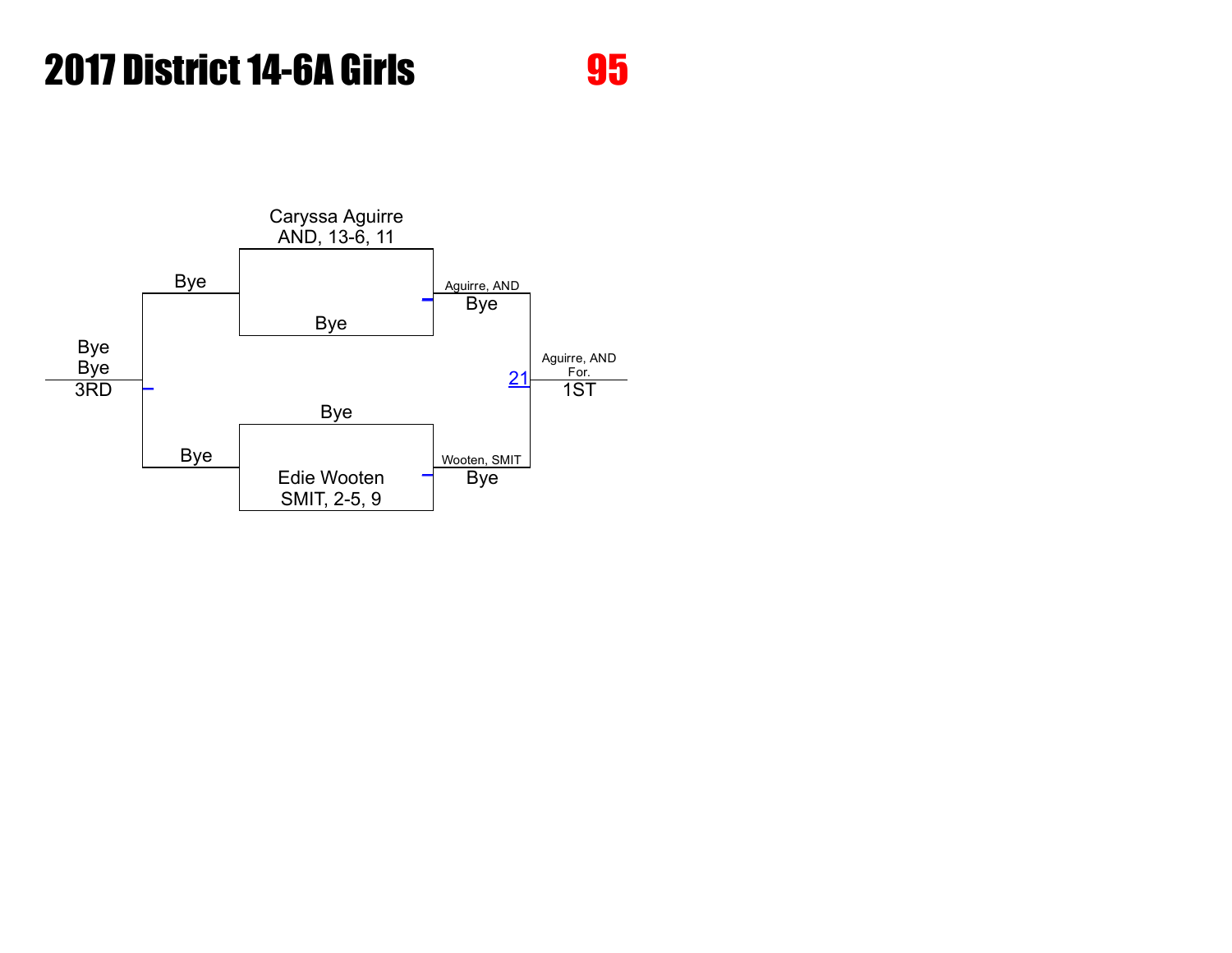# 2017 District 14-6A Girls

## 95

Caryssa Aguirre
AND, 13-6, 11

Bye

Bye

Aguirre, AND
Bye

Bye
Bye
3RD

21

Aguirre, AND
For.
1ST

Bye

Bye

Edie Wooten
SMIT, 2-5, 9

Wooten, SMIT
Bye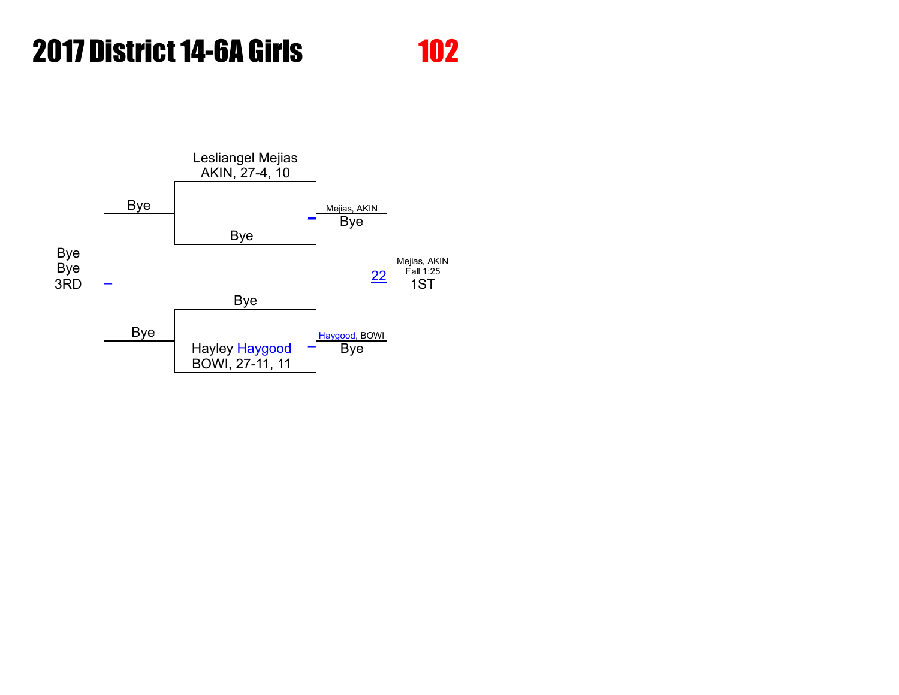# 2017 District 14-6A Girls

## 102

**Championship Bracket**

| First Round | Semifinals | Final | Result |
| --- | --- | --- | --- |
| Lesliangel Mejias, AKIN, 27-4, 10 | Mejias, AKIN | | |
| Bye | Bye | | |
| | | 22 | Mejias, AKIN — Fall 1:25 — 1ST |
| Bye | Haygood, BOWI | | |
| Hayley Haygood, BOWI, 27-11, 11 | Bye | | |

**Third Place Bracket**

| Consolation | Result |
| --- | --- |
| Bye | Bye |
| Bye | Bye — 3RD |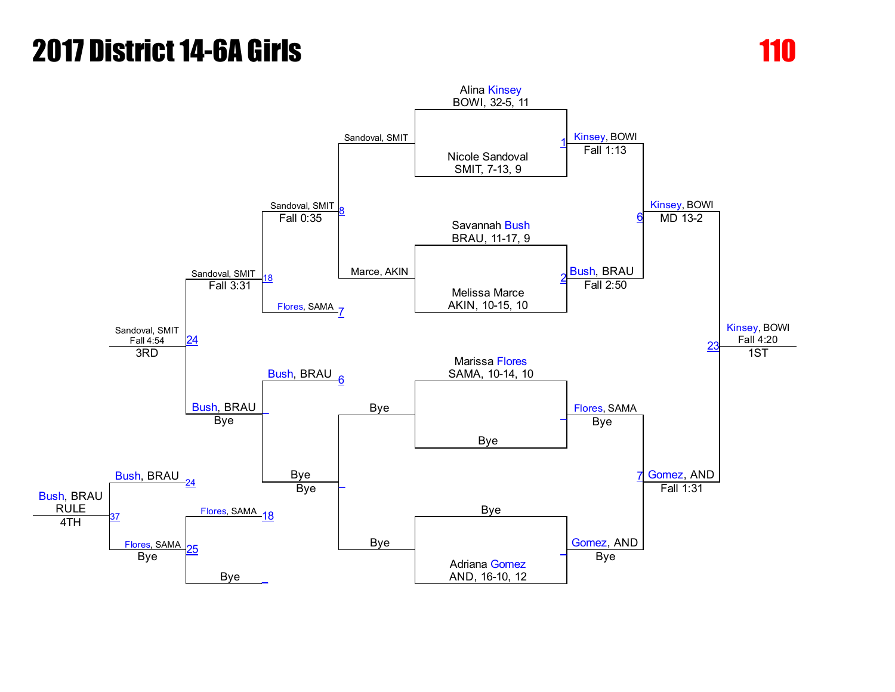# 2017 District 14-6A Girls

**110**

## Championship Bracket

**First Round**

- Alina Kinsey, BOWI, 32-5, 11 vs. Nicole Sandoval, SMIT, 7-13, 9 — Match 1: Kinsey, BOWI — Fall 1:13
- Savannah Bush, BRAU, 11-17, 9 vs. Melissa Marce, AKIN, 10-15, 10 — Match 2: Bush, BRAU — Fall 2:50
- Marissa Flores, SAMA, 10-14, 10 vs. Bye — Flores, SAMA — Bye
- Bye vs. Adriana Gomez, AND, 16-10, 12 — Gomez, AND — Bye

**Semifinals**

- Match 6: Kinsey, BOWI — MD 13-2
- Match 7: Gomez, AND — Fall 1:31

**Final**

- Match 23: Kinsey, BOWI — Fall 4:20 — 1ST

## Consolation Bracket

**Consolation First Round**

- Sandoval, SMIT vs. Marce, AKIN — Match 8: Sandoval, SMIT — Fall 0:35
- Bye vs. Bye — Bye

**Consolation Second Round**

- Sandoval, SMIT vs. Flores, SAMA (7) — Match 18: Sandoval, SMIT — Fall 3:31
- Bush, BRAU (6) vs. Bye — Bush, BRAU — Bye

**3rd Place**

- Match 24: Sandoval, SMIT — Fall 4:54 — 3RD

**4th Place Bracket**

- Flores, SAMA (18) vs. Bye — Match 25: Flores, SAMA — Bye
- Bush, BRAU (24) vs. Flores, SAMA — Match 37: Bush, BRAU — RULE — 4TH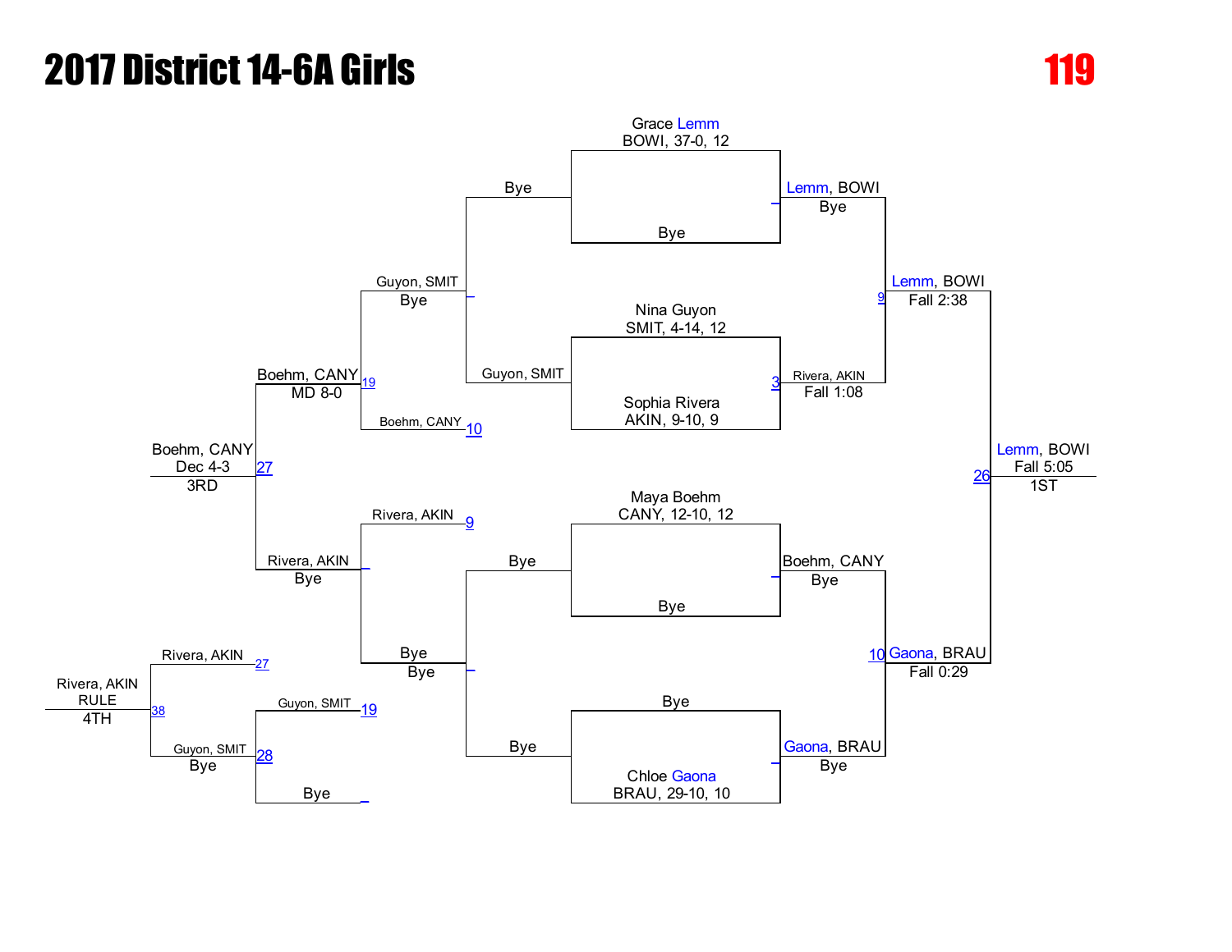# 2017 District 14-6A Girls

**119**

## Championship Bracket

### First Round

- Grace Lemm, BOWI, 37-0, 12 vs. Bye → Lemm, BOWI (Bye)
- Nina Guyon, SMIT, 4-14, 12 vs. Sophia Rivera, AKIN, 9-10, 9 → Rivera, AKIN (Fall 1:08) [3]
- Maya Boehm, CANY, 12-10, 12 vs. Bye → Boehm, CANY (Bye)
- Bye vs. Chloe Gaona, BRAU, 29-10, 10 → Gaona, BRAU (Bye)

### Semifinals

- Lemm, BOWI vs. Rivera, AKIN → Lemm, BOWI (Fall 2:38) [9]
- Boehm, CANY vs. Gaona, BRAU → Gaona, BRAU (Fall 0:29) [10]

### Final

- Lemm, BOWI vs. Gaona, BRAU → Lemm, BOWI (Fall 5:05) [26] — 1ST

## Consolation Bracket

- Bye vs. Guyon, SMIT → Guyon, SMIT
- Bye vs. Guyon, SMIT → Guyon, SMIT (Bye)
- Guyon, SMIT vs. Boehm, CANY [10] → Boehm, CANY (MD 8-0) [19]
- Bye vs. Bye → Bye (Bye)
- Rivera, AKIN [9] vs. Bye → Rivera, AKIN (Bye)
- Boehm, CANY vs. Rivera, AKIN → Boehm, CANY (Dec 4-3) [27] — 3RD
- Guyon, SMIT [19] vs. Bye → Guyon, SMIT (Bye) [28]
- Rivera, AKIN [27] vs. Guyon, SMIT → Rivera, AKIN (RULE) [38] — 4TH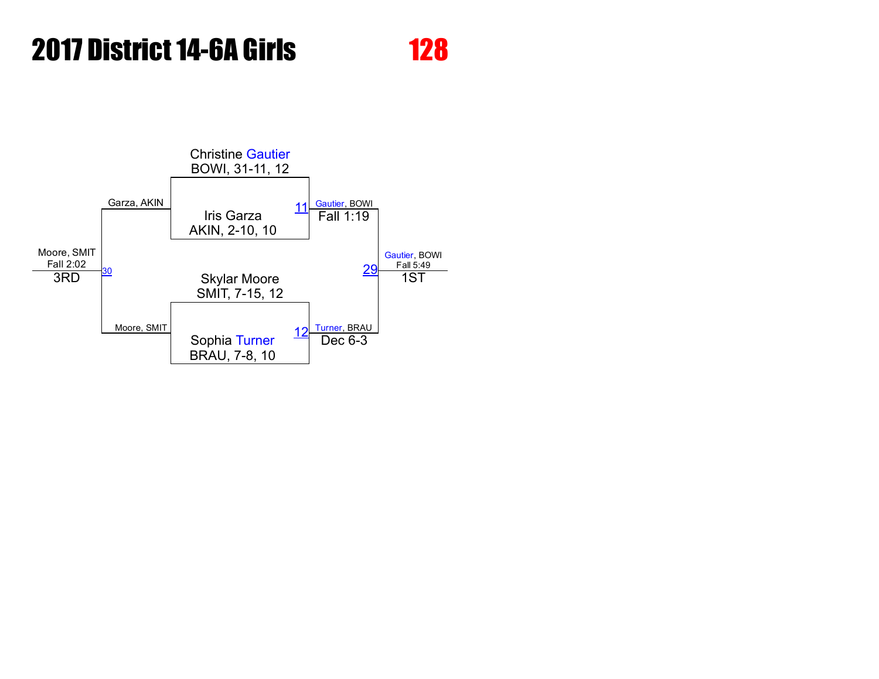# 2017 District 14-6A Girls

# 128

Christine Gautier
BOWI, 31-11, 12

Iris Garza
AKIN, 2-10, 10

Skylar Moore
SMIT, 7-15, 12

Sophia Turner
BRAU, 7-8, 10

11 Gautier, BOWI
Fall 1:19

12 Turner, BRAU
Dec 6-3

29 Gautier, BOWI
Fall 5:49
1ST

Garza, AKIN

Moore, SMIT

30 Moore, SMIT
Fall 2:02
3RD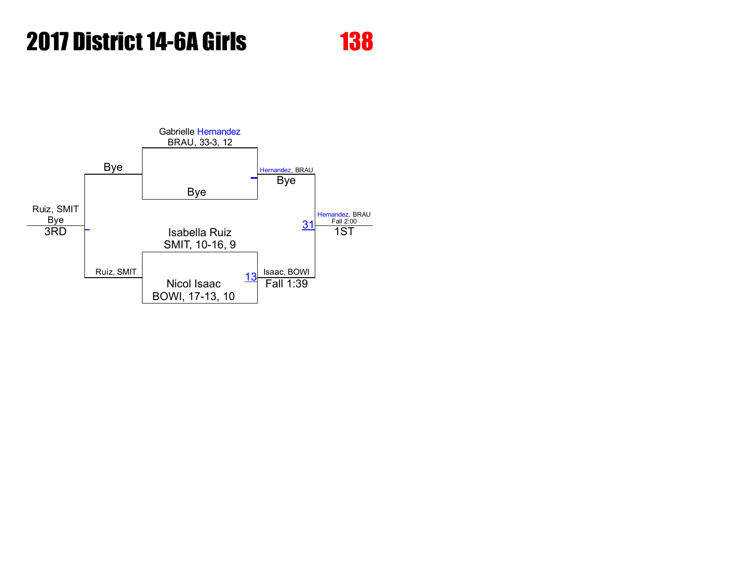# 2017 District 14-6A Girls

# 138

Gabrielle Hernandez
BRAU, 33-3, 12

Bye

Bye

Hernandez, BRAU
Bye

Isabella Ruiz
SMIT, 10-16, 9

Nicol Isaac
BOWI, 17-13, 10

13

Ruiz, SMIT

Isaac, BOWI
Fall 1:39

31

Hernandez, BRAU
Fall 2:00
1ST

Ruiz, SMIT
Bye
3RD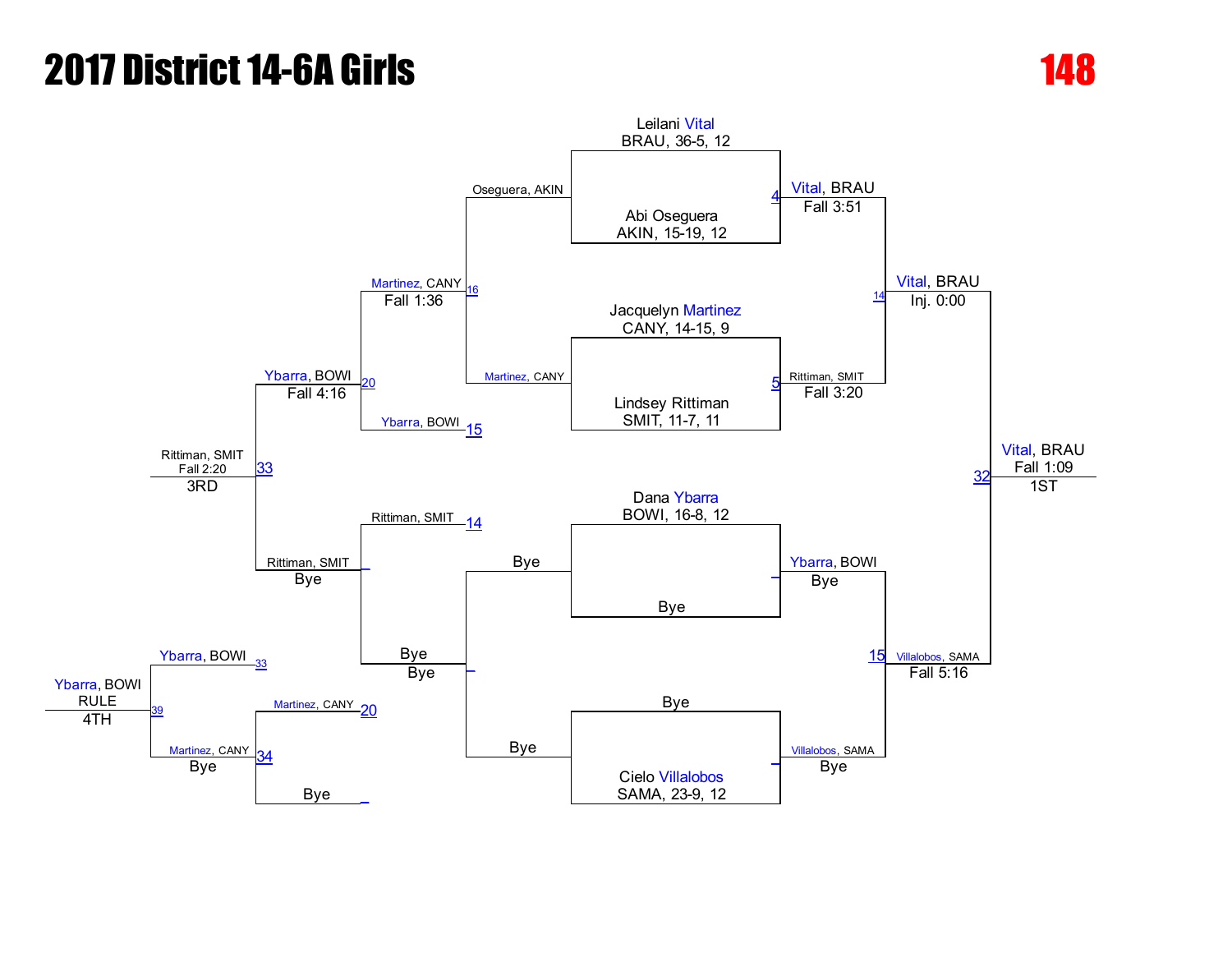# 2017 District 14-6A Girls

**148**

## Championship Bracket

**Round 1**

- Leilani Vital, BRAU, 36-5, 12 vs. Abi Oseguera, AKIN, 15-19, 12 — (4) Vital, BRAU, Fall 3:51
- Jacquelyn Martinez, CANY, 14-15, 9 vs. Lindsey Rittiman, SMIT, 11-7, 11 — (5) Rittiman, SMIT, Fall 3:20
- Dana Ybarra, BOWI, 16-8, 12 vs. Bye — Ybarra, BOWI, Bye
- Bye vs. Cielo Villalobos, SAMA, 23-9, 12 — Villalobos, SAMA, Bye

**Semifinals**

- (14) Vital, BRAU, Inj. 0:00
- (15) Villalobos, SAMA, Fall 5:16

**Final**

- (32) Vital, BRAU, Fall 1:09 — 1ST

## Consolation Bracket

- Oseguera, AKIN vs. Martinez, CANY — (16) Martinez, CANY, Fall 1:36
- Bye vs. Bye — Bye
- Martinez, CANY vs. Ybarra, BOWI (15) — (20) Ybarra, BOWI, Fall 4:16
- Rittiman, SMIT (14) vs. Bye — Rittiman, SMIT, Bye
- Ybarra, BOWI vs. Rittiman, SMIT — (33) Rittiman, SMIT, Fall 2:20 — 3RD
- Martinez, CANY (20) vs. Bye — (34) Martinez, CANY, Bye
- Ybarra, BOWI (33) vs. Martinez, CANY — (39) Ybarra, BOWI, RULE — 4TH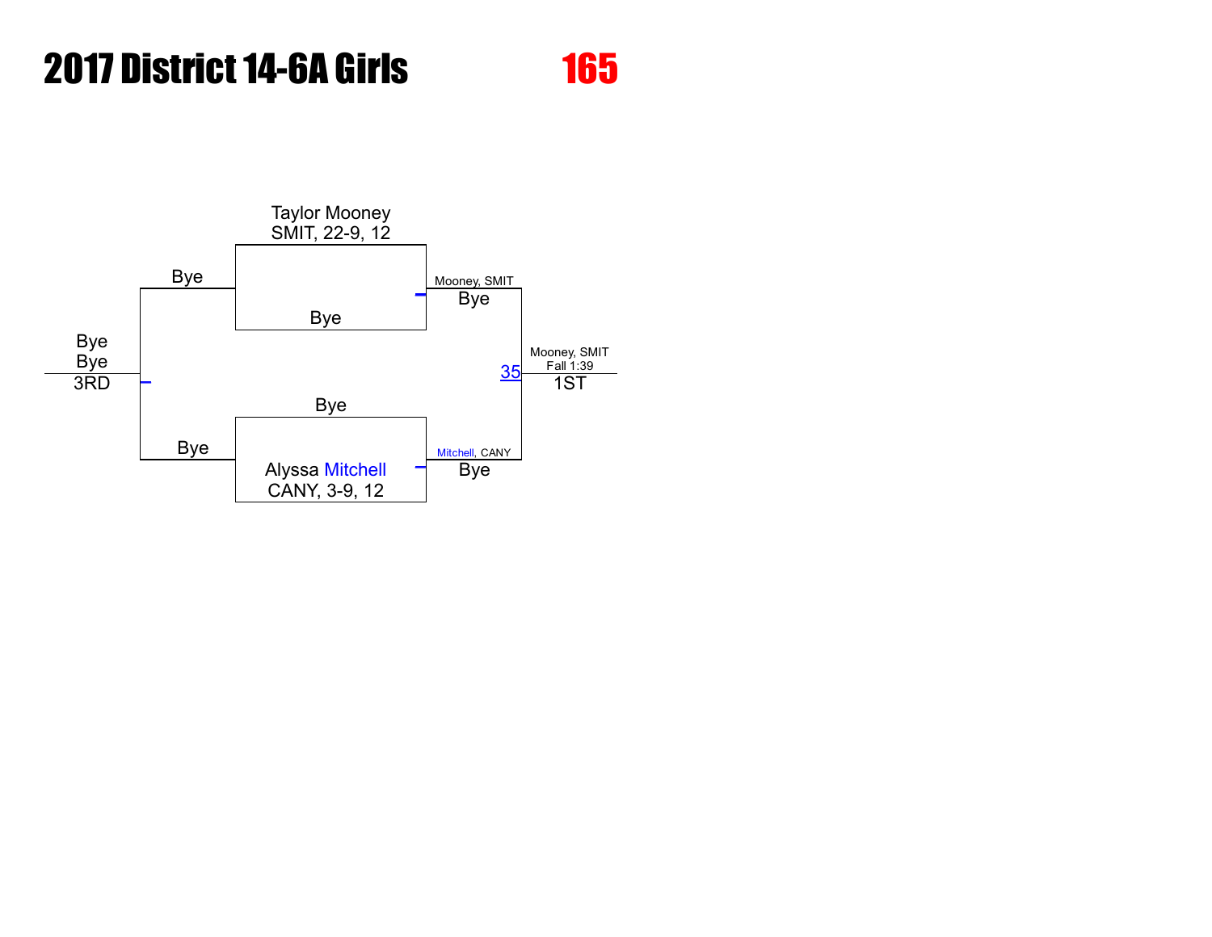# 2017 District 14-6A Girls

## 165

Taylor Mooney
SMIT, 22-9, 12

Bye

Bye

Mooney, SMIT
Bye

Bye
Bye
3RD

35

Mooney, SMIT
Fall 1:39
1ST

Bye

Bye

Alyssa Mitchell
CANY, 3-9, 12

Mitchell, CANY
Bye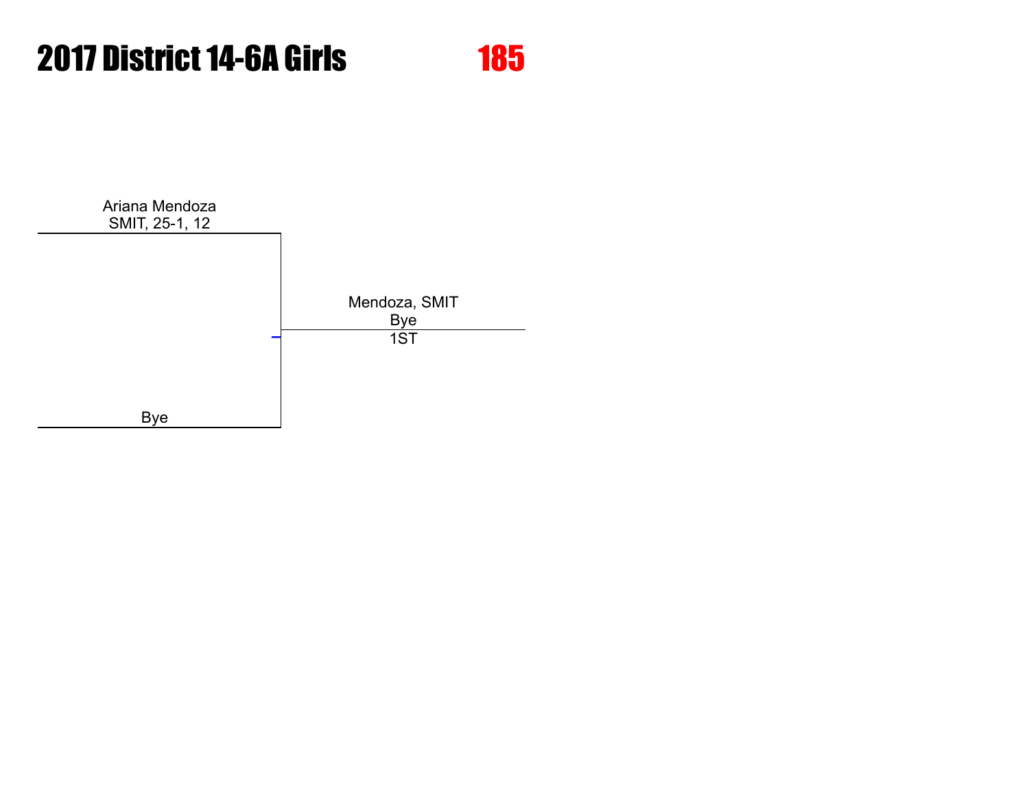# 2017 District 14-6A Girls

## 185

Ariana Mendoza
SMIT, 25-1, 12

Bye

Mendoza, SMIT
Bye
1ST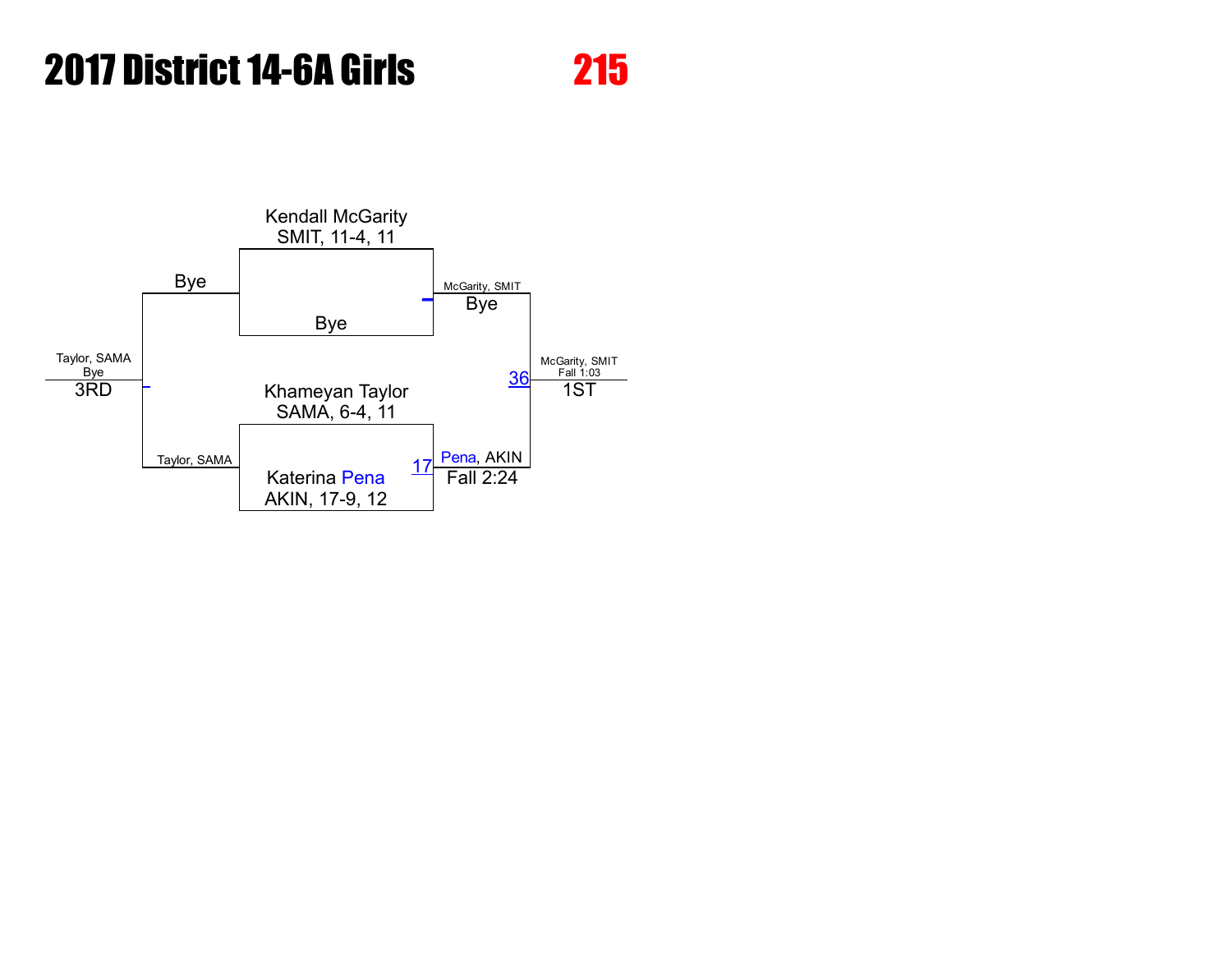# 2017 District 14-6A Girls

# 215

Kendall McGarity
SMIT, 11-4, 11

Bye

Bye

McGarity, SMIT
Bye

Taylor, SAMA
Bye
3RD

Khameyan Taylor
SAMA, 6-4, 11

36

McGarity, SMIT
Fall 1:03
1ST

Taylor, SAMA

17

Pena, AKIN
Fall 2:24

Katerina Pena
AKIN, 17-9, 12